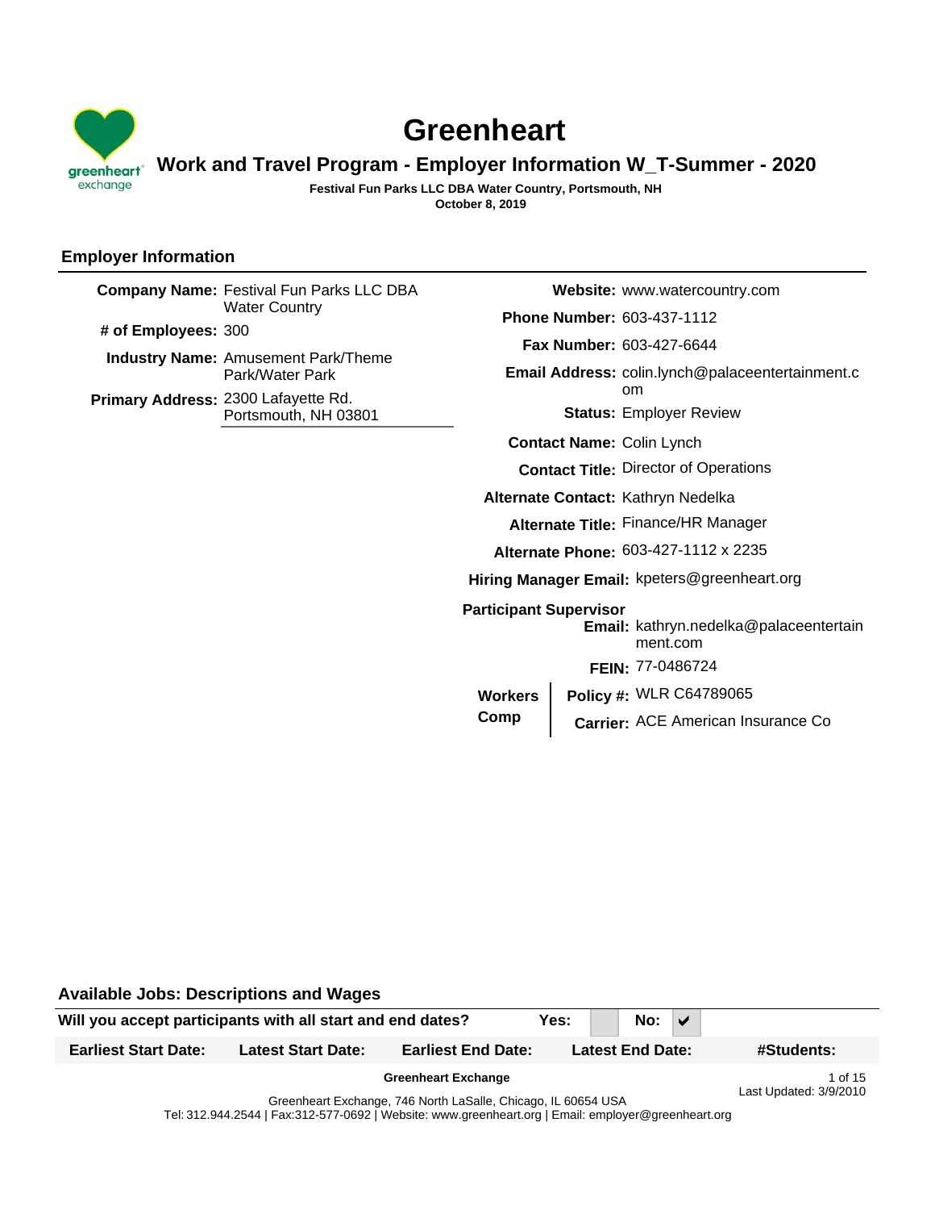# Greenheart

## Work and Travel Program - Employer Information W_T-Summer - 2020

**Festival Fun Parks LLC DBA Water Country, Portsmouth, NH**
**October 8, 2019**

### Employer Information

**Company Name:** Festival Fun Parks LLC DBA Water Country
**# of Employees:** 300
**Industry Name:** Amusement Park/Theme Park/Water Park
**Primary Address:** 2300 Lafayette Rd. Portsmouth, NH 03801

**Website:** www.watercountry.com
**Phone Number:** 603-437-1112
**Fax Number:** 603-427-6644
**Email Address:** colin.lynch@palaceentertainment.com
**Status:** Employer Review
**Contact Name:** Colin Lynch
**Contact Title:** Director of Operations
**Alternate Contact:** Kathryn Nedelka
**Alternate Title:** Finance/HR Manager
**Alternate Phone:** 603-427-1112 x 2235
**Hiring Manager Email:** kpeters@greenheart.org
**Participant Supervisor Email:** kathryn.nedelka@palaceentertainment.com
**FEIN:** 77-0486724

**Workers Comp**
**Policy #:** WLR C64789065
**Carrier:** ACE American Insurance Co

### Available Jobs: Descriptions and Wages

| Will you accept participants with all start and end dates? | Yes: | | No: | ✔ |
|---|---|---|---|---|

| Earliest Start Date: | Latest Start Date: | Earliest End Date: | Latest End Date: | #Students: |
|---|---|---|---|---|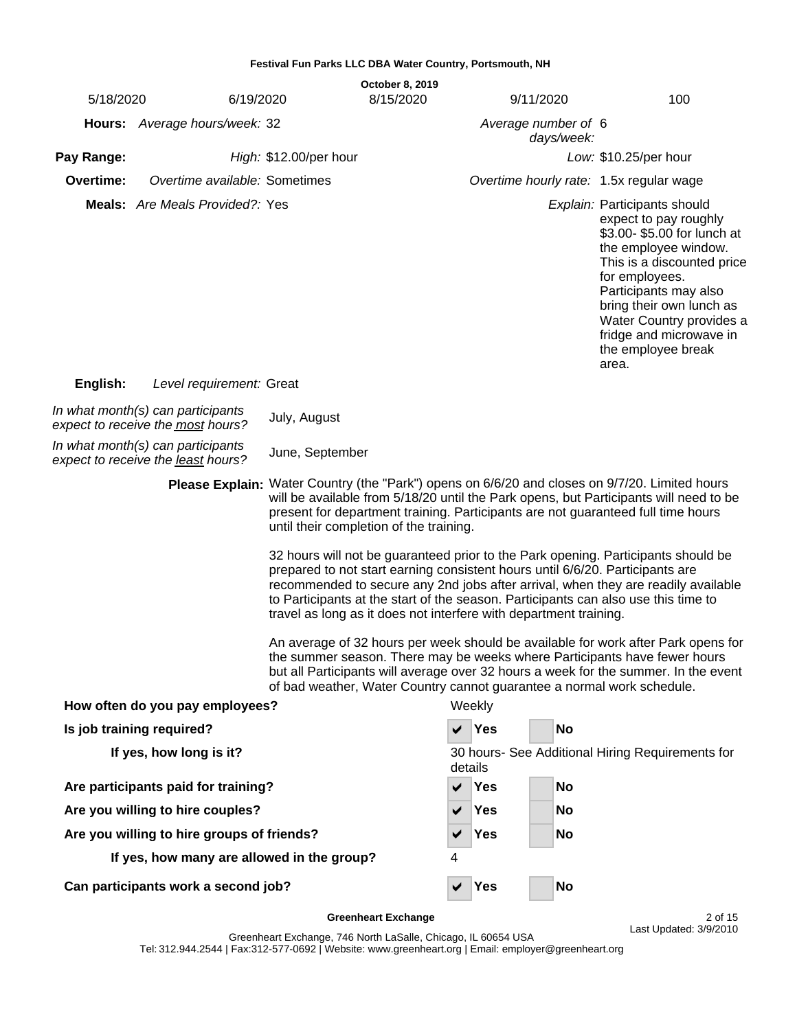Festival Fun Parks LLC DBA Water Country, Portsmouth, NH

| | | October 8, 2019 | | |
|---|---|---|---|---|
| 5/18/2020 | 6/19/2020 | 8/15/2020 | 9/11/2020 | 100 |

**Hours:** *Average hours/week:* 32 — *Average number of days/week:* 6

**Pay Range:** *High:* $12.00/per hour — *Low:* $10.25/per hour

**Overtime:** *Overtime available:* Sometimes — *Overtime hourly rate:* 1.5x regular wage

**Meals:** *Are Meals Provided?:* Yes — *Explain:* Participants should expect to pay roughly $3.00- $5.00 for lunch at the employee window. This is a discounted price for employees. Participants may also bring their own lunch as Water Country provides a fridge and microwave in the employee break area.

**English:** *Level requirement:* Great

*In what month(s) can participants expect to receive the most hours?* July, August

*In what month(s) can participants expect to receive the least hours?* June, September

**Please Explain:** Water Country (the "Park") opens on 6/6/20 and closes on 9/7/20. Limited hours will be available from 5/18/20 until the Park opens, but Participants will need to be present for department training. Participants are not guaranteed full time hours until their completion of the training.

32 hours will not be guaranteed prior to the Park opening. Participants should be prepared to not start earning consistent hours until 6/6/20. Participants are recommended to secure any 2nd jobs after arrival, when they are readily available to Participants at the start of the season. Participants can also use this time to travel as long as it does not interfere with department training.

An average of 32 hours per week should be available for work after Park opens for the summer season. There may be weeks where Participants have fewer hours but all Participants will average over 32 hours a week for the summer. In the event of bad weather, Water Country cannot guarantee a normal work schedule.

**How often do you pay employees?** Weekly

**Is job training required?** ☑ Yes ☐ No

**If yes, how long is it?** 30 hours- See Additional Hiring Requirements for details

**Are participants paid for training?** ☑ Yes ☐ No

**Are you willing to hire couples?** ☑ Yes ☐ No

**Are you willing to hire groups of friends?** ☑ Yes ☐ No

**If yes, how many are allowed in the group?** 4

**Can participants work a second job?** ☑ Yes ☐ No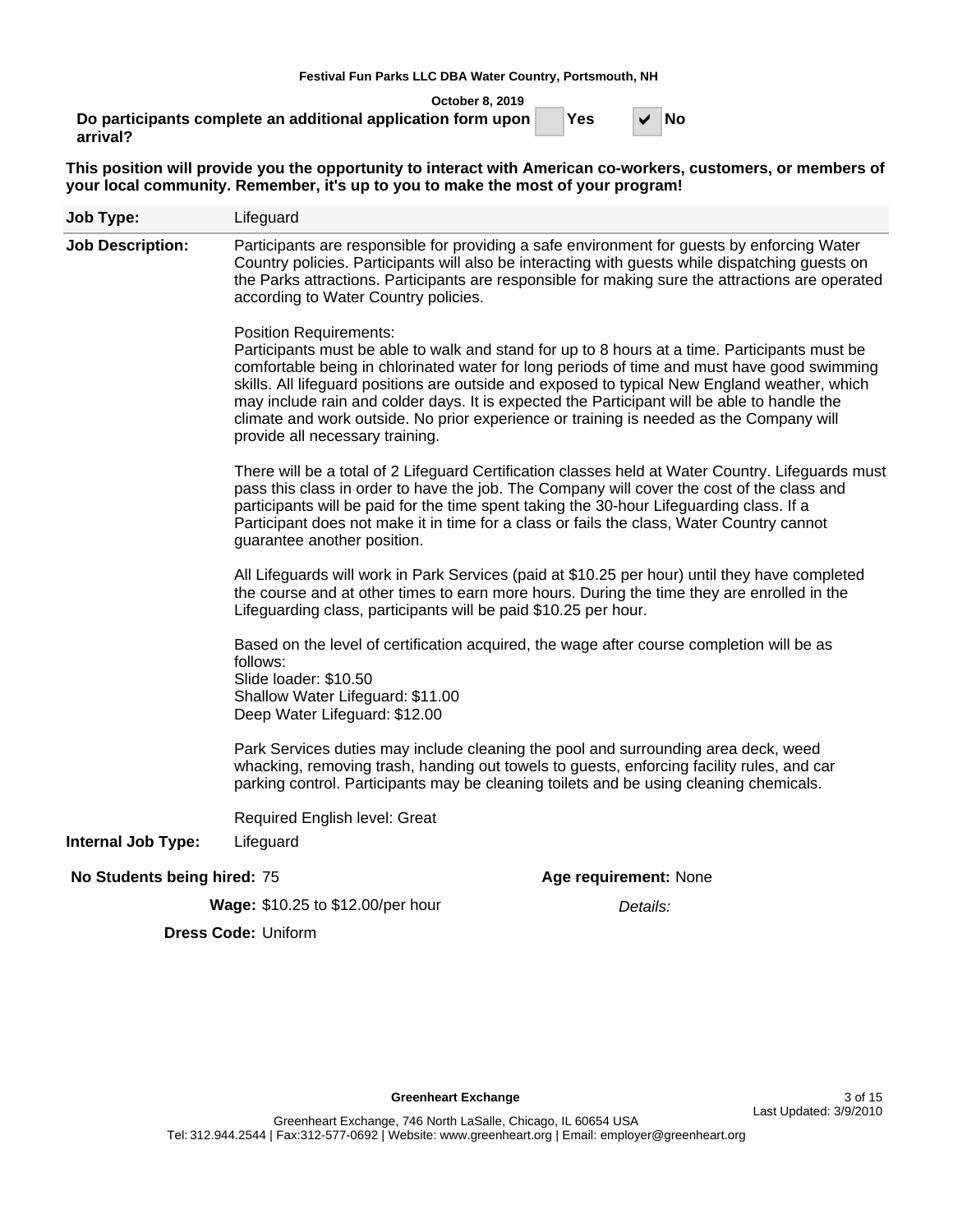**Festival Fun Parks LLC DBA Water Country, Portsmouth, NH**

**October 8, 2019**

**Do participants complete an additional application form upon arrival?** ☐ Yes ☑ No

**This position will provide you the opportunity to interact with American co-workers, customers, or members of your local community. Remember, it's up to you to make the most of your program!**

**Job Type:** Lifeguard

**Job Description:** Participants are responsible for providing a safe environment for guests by enforcing Water Country policies. Participants will also be interacting with guests while dispatching guests on the Parks attractions. Participants are responsible for making sure the attractions are operated according to Water Country policies.

Position Requirements:
Participants must be able to walk and stand for up to 8 hours at a time. Participants must be comfortable being in chlorinated water for long periods of time and must have good swimming skills. All lifeguard positions are outside and exposed to typical New England weather, which may include rain and colder days. It is expected the Participant will be able to handle the climate and work outside. No prior experience or training is needed as the Company will provide all necessary training.

There will be a total of 2 Lifeguard Certification classes held at Water Country. Lifeguards must pass this class in order to have the job. The Company will cover the cost of the class and participants will be paid for the time spent taking the 30-hour Lifeguarding class. If a Participant does not make it in time for a class or fails the class, Water Country cannot guarantee another position.

All Lifeguards will work in Park Services (paid at $10.25 per hour) until they have completed the course and at other times to earn more hours. During the time they are enrolled in the Lifeguarding class, participants will be paid $10.25 per hour.

Based on the level of certification acquired, the wage after course completion will be as follows:
Slide loader: $10.50
Shallow Water Lifeguard: $11.00
Deep Water Lifeguard: $12.00

Park Services duties may include cleaning the pool and surrounding area deck, weed whacking, removing trash, handing out towels to guests, enforcing facility rules, and car parking control. Participants may be cleaning toilets and be using cleaning chemicals.

Required English level: Great

**Internal Job Type:** Lifeguard

**No Students being hired:** 75

**Age requirement:** None

**Wage:** $10.25 to $12.00/per hour

*Details:*

**Dress Code:** Uniform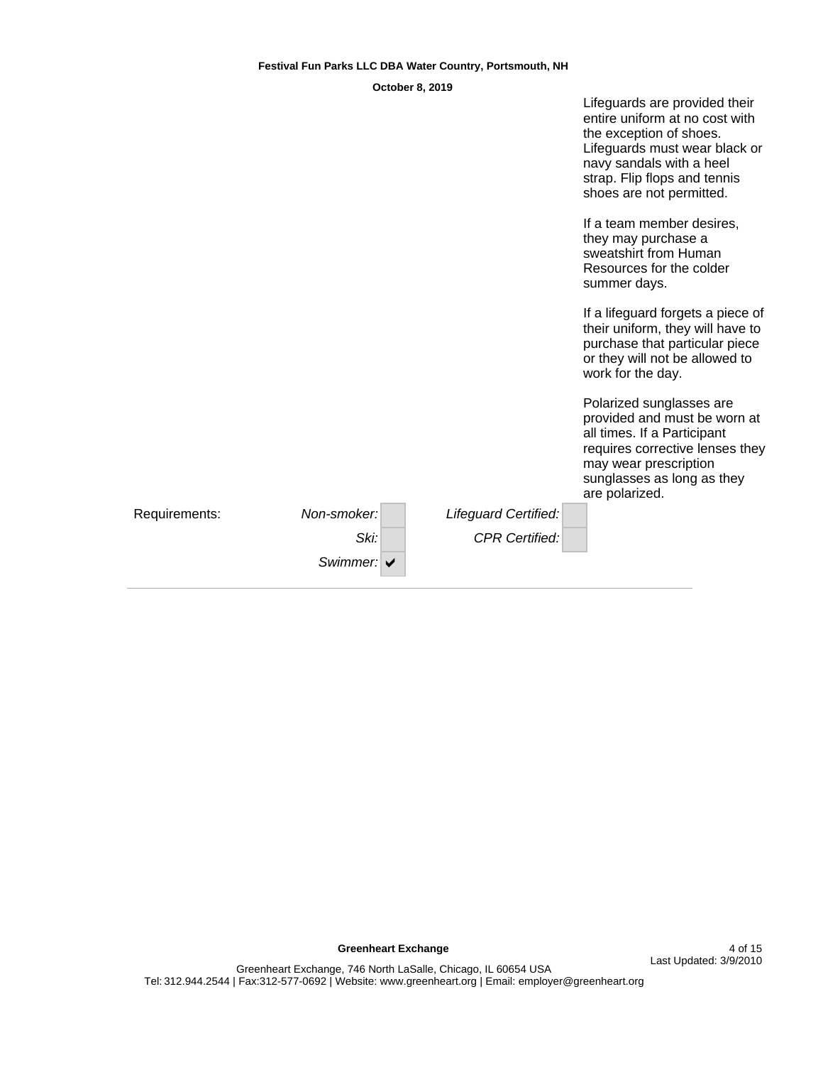Lifeguards are provided their entire uniform at no cost with the exception of shoes. Lifeguards must wear black or navy sandals with a heel strap. Flip flops and tennis shoes are not permitted.

If a team member desires, they may purchase a sweatshirt from Human Resources for the colder summer days.

If a lifeguard forgets a piece of their uniform, they will have to purchase that particular piece or they will not be allowed to work for the day.

Polarized sunglasses are provided and must be worn at all times. If a Participant requires corrective lenses they may wear prescription sunglasses as long as they are polarized.

| Requirements: | | | | |
|---|---|---|---|---|
| | *Non-smoker:* | | *Lifeguard Certified:* | |
| | *Ski:* | | *CPR Certified:* | |
| | *Swimmer:* | ✔ | | |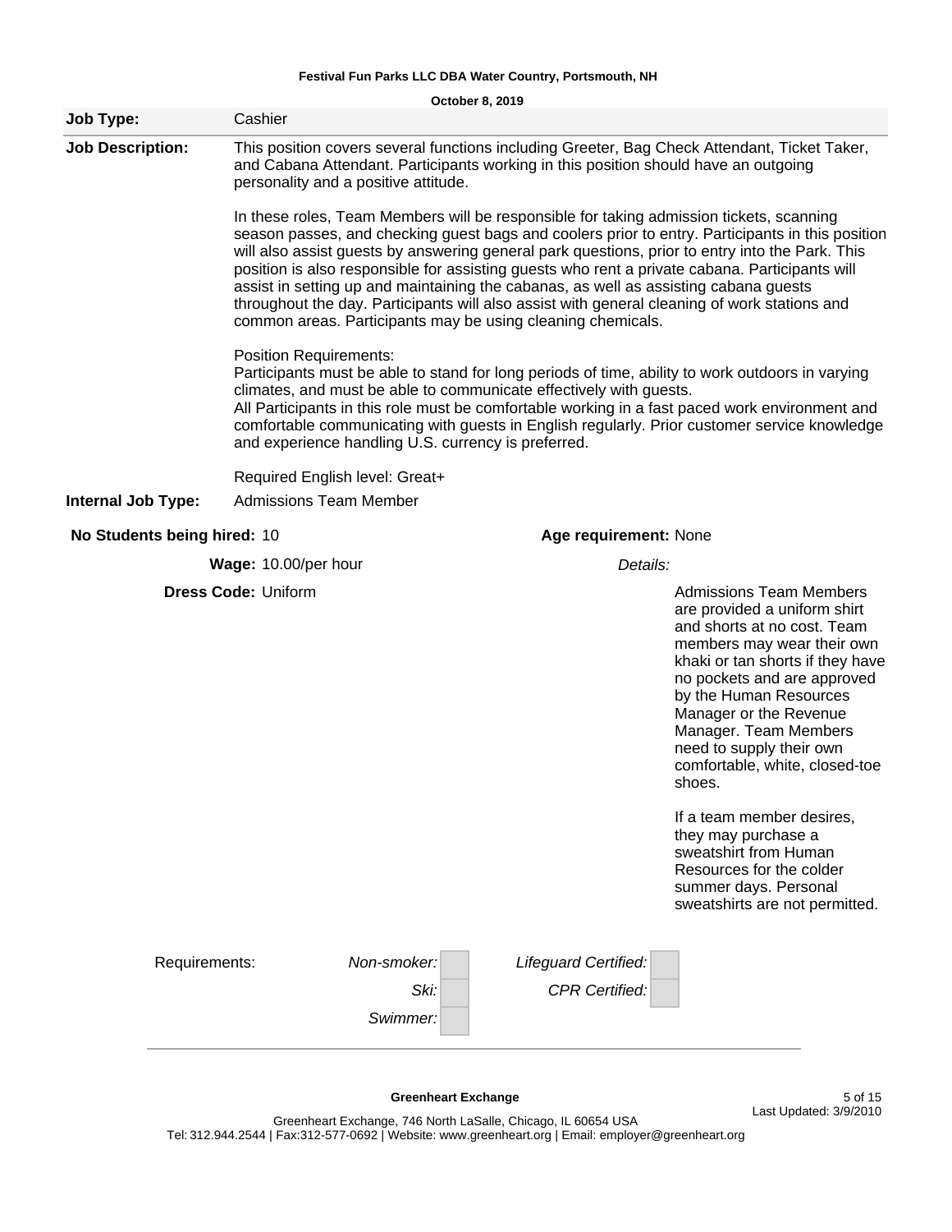**Festival Fun Parks LLC DBA Water Country, Portsmouth, NH**

**October 8, 2019**

**Job Type:** Cashier

**Job Description:** This position covers several functions including Greeter, Bag Check Attendant, Ticket Taker, and Cabana Attendant. Participants working in this position should have an outgoing personality and a positive attitude.

In these roles, Team Members will be responsible for taking admission tickets, scanning season passes, and checking guest bags and coolers prior to entry. Participants in this position will also assist guests by answering general park questions, prior to entry into the Park. This position is also responsible for assisting guests who rent a private cabana. Participants will assist in setting up and maintaining the cabanas, as well as assisting cabana guests throughout the day. Participants will also assist with general cleaning of work stations and common areas. Participants may be using cleaning chemicals.

Position Requirements:
Participants must be able to stand for long periods of time, ability to work outdoors in varying climates, and must be able to communicate effectively with guests.
All Participants in this role must be comfortable working in a fast paced work environment and comfortable communicating with guests in English regularly. Prior customer service knowledge and experience handling U.S. currency is preferred.

Required English level: Great+

**Internal Job Type:** Admissions Team Member

**No Students being hired:** 10

**Age requirement:** None

**Wage:** 10.00/per hour

**Dress Code:** Uniform

*Details:*

Admissions Team Members are provided a uniform shirt and shorts at no cost. Team members may wear their own khaki or tan shorts if they have no pockets and are approved by the Human Resources Manager or the Revenue Manager. Team Members need to supply their own comfortable, white, closed-toe shoes.

If a team member desires, they may purchase a sweatshirt from Human Resources for the colder summer days. Personal sweatshirts are not permitted.

Requirements:

| | | | |
|---|---|---|---|
| *Non-smoker:* | | *Lifeguard Certified:* | |
| *Ski:* | | *CPR Certified:* | |
| *Swimmer:* | | | |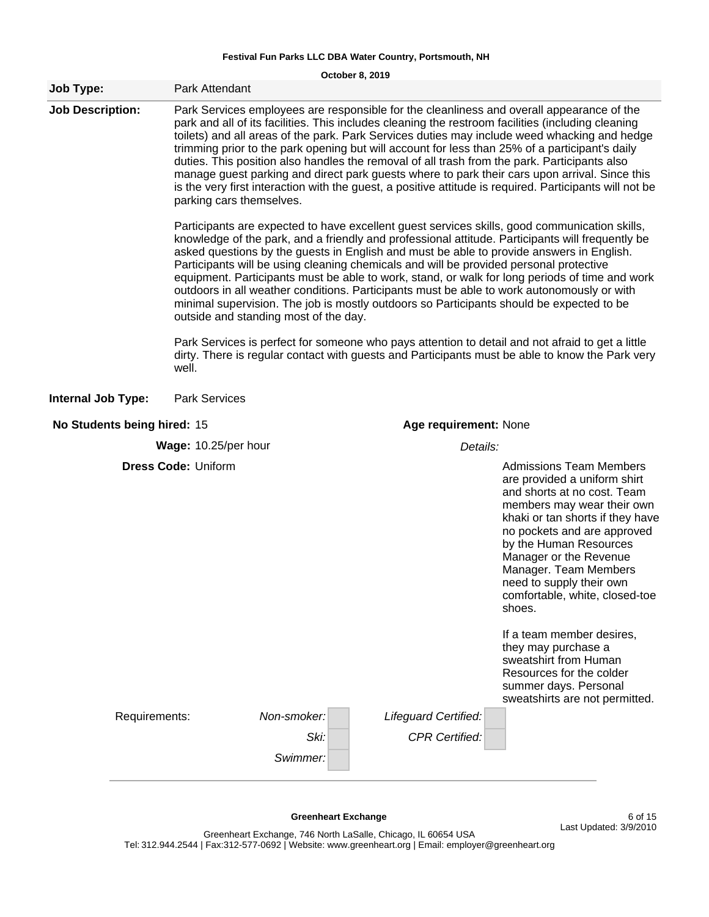**Festival Fun Parks LLC DBA Water Country, Portsmouth, NH**

**October 8, 2019**

| **Job Type:** | Park Attendant |
|---|---|

**Job Description:**

Park Services employees are responsible for the cleanliness and overall appearance of the park and all of its facilities. This includes cleaning the restroom facilities (including cleaning toilets) and all areas of the park. Park Services duties may include weed whacking and hedge trimming prior to the park opening but will account for less than 25% of a participant's daily duties. This position also handles the removal of all trash from the park. Participants also manage guest parking and direct park guests where to park their cars upon arrival. Since this is the very first interaction with the guest, a positive attitude is required. Participants will not be parking cars themselves.

Participants are expected to have excellent guest services skills, good communication skills, knowledge of the park, and a friendly and professional attitude. Participants will frequently be asked questions by the guests in English and must be able to provide answers in English. Participants will be using cleaning chemicals and will be provided personal protective equipment. Participants must be able to work, stand, or walk for long periods of time and work outdoors in all weather conditions. Participants must be able to work autonomously or with minimal supervision. The job is mostly outdoors so Participants should be expected to be outside and standing most of the day.

Park Services is perfect for someone who pays attention to detail and not afraid to get a little dirty. There is regular contact with guests and Participants must be able to know the Park very well.

**Internal Job Type:** Park Services

**No Students being hired:** 15

**Age requirement:** None

**Wage:** 10.25/per hour

**Dress Code:** Uniform

*Details:*

Admissions Team Members are provided a uniform shirt and shorts at no cost. Team members may wear their own khaki or tan shorts if they have no pockets and are approved by the Human Resources Manager or the Revenue Manager. Team Members need to supply their own comfortable, white, closed-toe shoes.

If a team member desires, they may purchase a sweatshirt from Human Resources for the colder summer days. Personal sweatshirts are not permitted.

Requirements:

| | | | |
|---|---|---|---|
| *Non-smoker:* | | *Lifeguard Certified:* | |
| *Ski:* | | *CPR Certified:* | |
| *Swimmer:* | | | |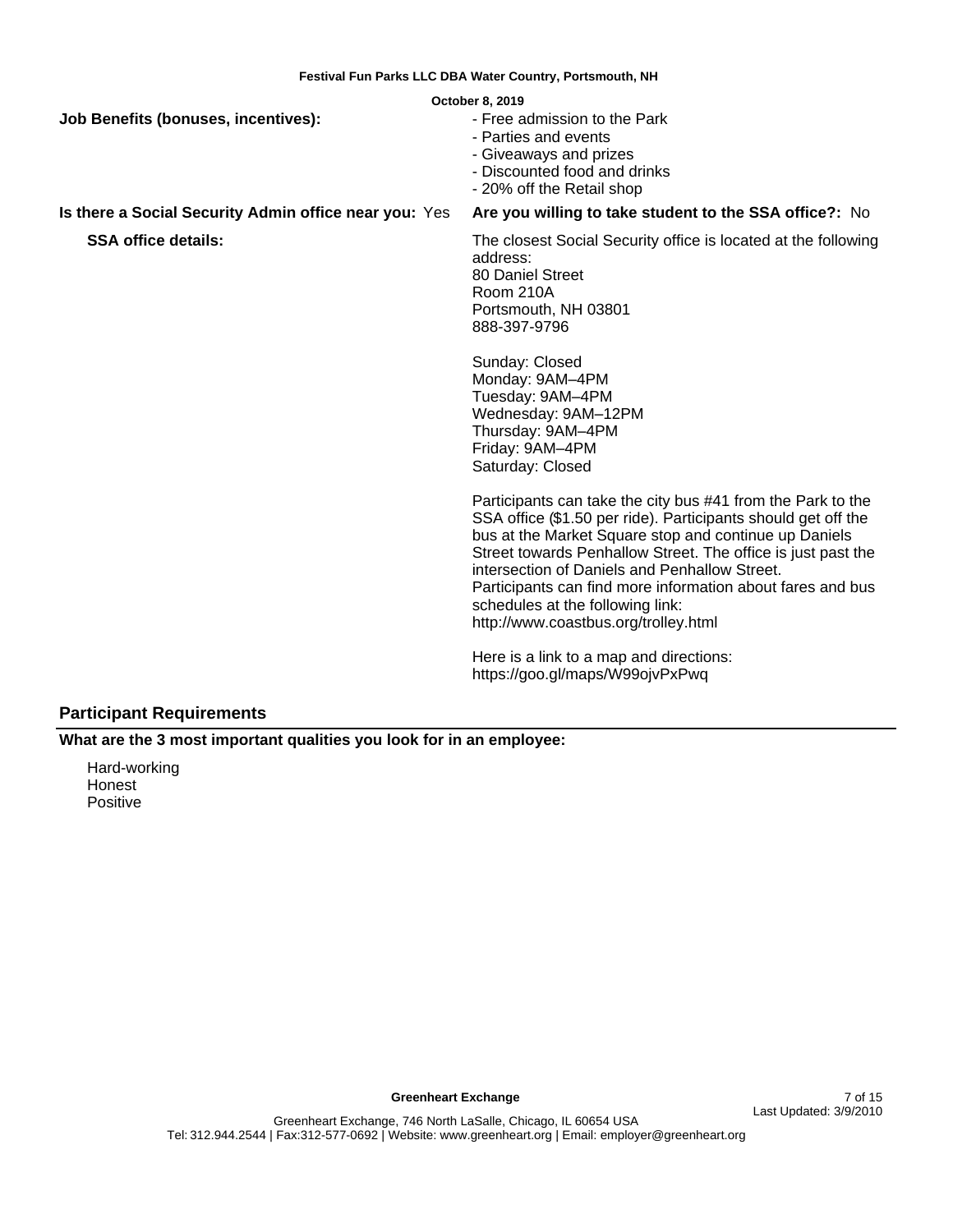**Job Benefits (bonuses, incentives):**

- Free admission to the Park
- Parties and events
- Giveaways and prizes
- Discounted food and drinks
- 20% off the Retail shop

**Is there a Social Security Admin office near you:** Yes

**Are you willing to take student to the SSA office?:** No

**SSA office details:**

The closest Social Security office is located at the following address:
80 Daniel Street
Room 210A
Portsmouth, NH 03801
888-397-9796

Sunday: Closed
Monday: 9AM–4PM
Tuesday: 9AM–4PM
Wednesday: 9AM–12PM
Thursday: 9AM–4PM
Friday: 9AM–4PM
Saturday: Closed

Participants can take the city bus #41 from the Park to the SSA office ($1.50 per ride). Participants should get off the bus at the Market Square stop and continue up Daniels Street towards Penhallow Street. The office is just past the intersection of Daniels and Penhallow Street.
Participants can find more information about fares and bus schedules at the following link:
http://www.coastbus.org/trolley.html

Here is a link to a map and directions:
https://goo.gl/maps/W99ojvPxPwq

## Participant Requirements

**What are the 3 most important qualities you look for in an employee:**

Hard-working
Honest
Positive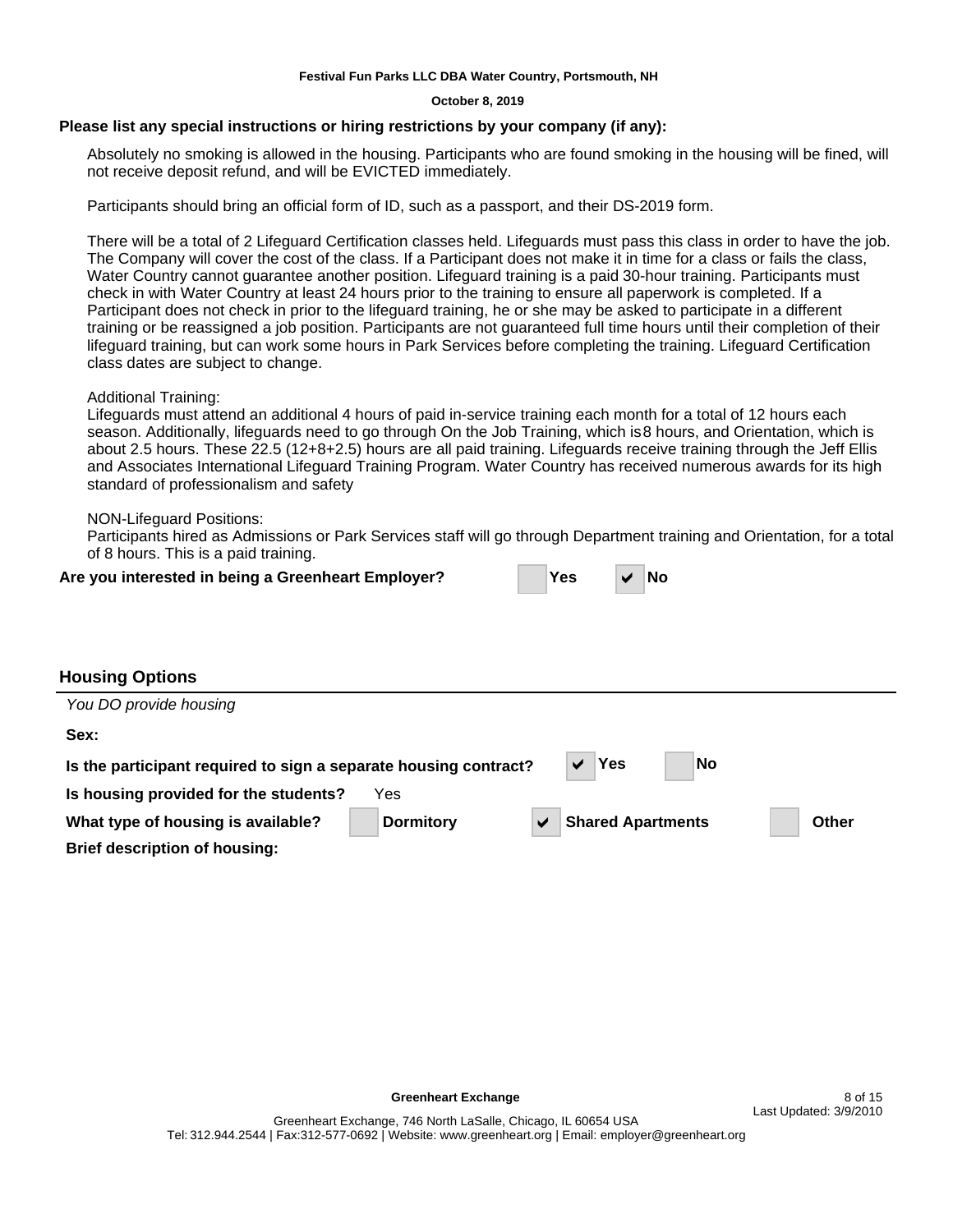**Festival Fun Parks LLC DBA Water Country, Portsmouth, NH**

**October 8, 2019**

**Please list any special instructions or hiring restrictions by your company (if any):**

Absolutely no smoking is allowed in the housing. Participants who are found smoking in the housing will be fined, will not receive deposit refund, and will be EVICTED immediately.

Participants should bring an official form of ID, such as a passport, and their DS-2019 form.

There will be a total of 2 Lifeguard Certification classes held. Lifeguards must pass this class in order to have the job. The Company will cover the cost of the class. If a Participant does not make it in time for a class or fails the class, Water Country cannot guarantee another position. Lifeguard training is a paid 30-hour training. Participants must check in with Water Country at least 24 hours prior to the training to ensure all paperwork is completed. If a Participant does not check in prior to the lifeguard training, he or she may be asked to participate in a different training or be reassigned a job position. Participants are not guaranteed full time hours until their completion of their lifeguard training, but can work some hours in Park Services before completing the training. Lifeguard Certification class dates are subject to change.

Additional Training:
Lifeguards must attend an additional 4 hours of paid in-service training each month for a total of 12 hours each season. Additionally, lifeguards need to go through On the Job Training, which is 8 hours, and Orientation, which is about 2.5 hours. These 22.5 (12+8+2.5) hours are all paid training. Lifeguards receive training through the Jeff Ellis and Associates International Lifeguard Training Program. Water Country has received numerous awards for its high standard of professionalism and safety

NON-Lifeguard Positions:
Participants hired as Admissions or Park Services staff will go through Department training and Orientation, for a total of 8 hours. This is a paid training.

**Are you interested in being a Greenheart Employer?** ☐ **Yes** ☑ **No**

## Housing Options

*You DO provide housing*

**Sex:**

**Is the participant required to sign a separate housing contract?** ☑ **Yes** ☐ **No**

**Is housing provided for the students?** Yes

**What type of housing is available?** ☐ **Dormitory** ☑ **Shared Apartments** ☐ **Other**

**Brief description of housing:**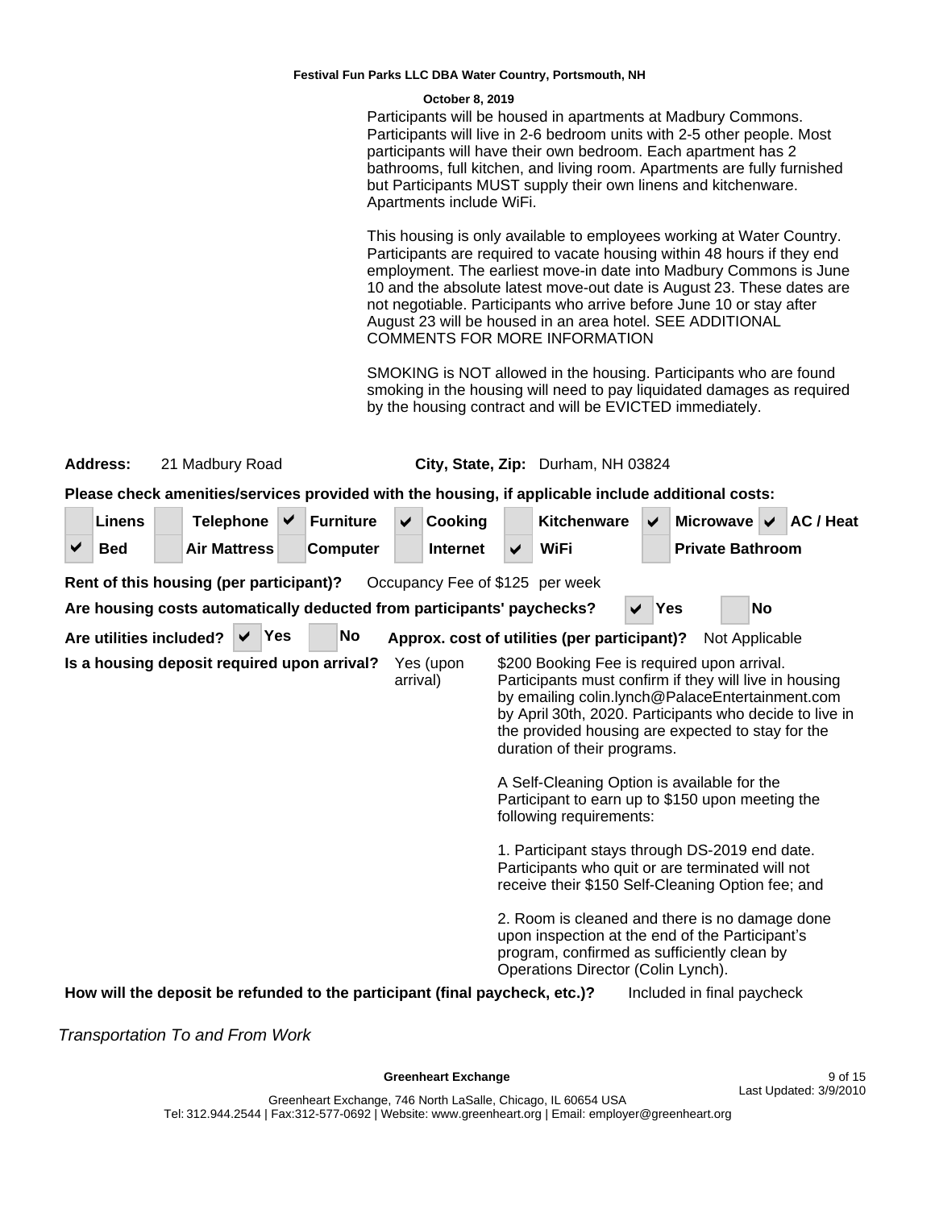**Festival Fun Parks LLC DBA Water Country, Portsmouth, NH**

**October 8, 2019**

Participants will be housed in apartments at Madbury Commons. Participants will live in 2-6 bedroom units with 2-5 other people. Most participants will have their own bedroom. Each apartment has 2 bathrooms, full kitchen, and living room. Apartments are fully furnished but Participants MUST supply their own linens and kitchenware. Apartments include WiFi.

This housing is only available to employees working at Water Country. Participants are required to vacate housing within 48 hours if they end employment. The earliest move-in date into Madbury Commons is June 10 and the absolute latest move-out date is August 23. These dates are not negotiable. Participants who arrive before June 10 or stay after August 23 will be housed in an area hotel. SEE ADDITIONAL COMMENTS FOR MORE INFORMATION

SMOKING is NOT allowed in the housing. Participants who are found smoking in the housing will need to pay liquidated damages as required by the housing contract and will be EVICTED immediately.

**Address:** 21 Madbury Road **City, State, Zip:** Durham, NH 03824

**Please check amenities/services provided with the housing, if applicable include additional costs:**

| Amenity | Provided |
|---|---|
| Linens | |
| Telephone | |
| Furniture | ✔ |
| Cooking | ✔ |
| Kitchenware | |
| Microwave | ✔ |
| AC / Heat | ✔ |
| Bed | ✔ |
| Air Mattress | |
| Computer | |
| Internet | |
| WiFi | ✔ |
| Private Bathroom | |

**Rent of this housing (per participant)?** Occupancy Fee of $125 per week

**Are housing costs automatically deducted from participants' paychecks?** ✔ Yes ☐ No

**Are utilities included?** ✔ Yes ☐ No **Approx. cost of utilities (per participant)?** Not Applicable

**Is a housing deposit required upon arrival?** Yes (upon arrival)

$200 Booking Fee is required upon arrival. Participants must confirm if they will live in housing by emailing colin.lynch@PalaceEntertainment.com by April 30th, 2020. Participants who decide to live in the provided housing are expected to stay for the duration of their programs.

A Self-Cleaning Option is available for the Participant to earn up to $150 upon meeting the following requirements:

1. Participant stays through DS-2019 end date. Participants who quit or are terminated will not receive their $150 Self-Cleaning Option fee; and

2. Room is cleaned and there is no damage done upon inspection at the end of the Participant's program, confirmed as sufficiently clean by Operations Director (Colin Lynch).

**How will the deposit be refunded to the participant (final paycheck, etc.)?** Included in final paycheck

*Transportation To and From Work*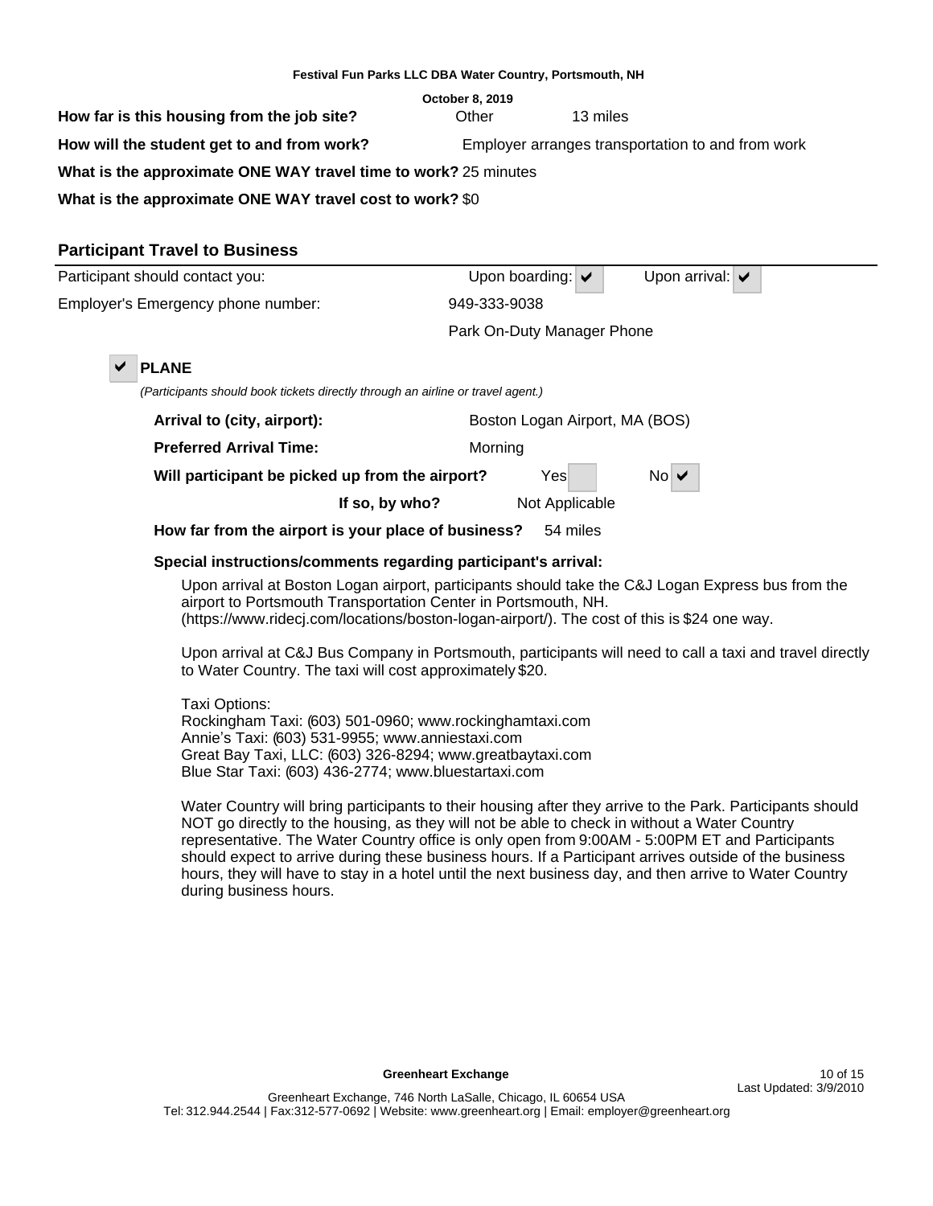**How far is this housing from the job site?** Other 13 miles

**How will the student get to and from work?** Employer arranges transportation to and from work

**What is the approximate ONE WAY travel time to work?** 25 minutes

**What is the approximate ONE WAY travel cost to work?** $0

## Participant Travel to Business

Participant should contact you: Upon boarding: ✔ Upon arrival: ✔

Employer's Emergency phone number: 949-333-9038

Park On-Duty Manager Phone

✔ **PLANE**

*(Participants should book tickets directly through an airline or travel agent.)*

**Arrival to (city, airport):** Boston Logan Airport, MA (BOS)

**Preferred Arrival Time:** Morning

**Will participant be picked up from the airport?** Yes ☐ No ✔

**If so, by who?** Not Applicable

**How far from the airport is your place of business?** 54 miles

**Special instructions/comments regarding participant's arrival:**

Upon arrival at Boston Logan airport, participants should take the C&J Logan Express bus from the airport to Portsmouth Transportation Center in Portsmouth, NH. (https://www.ridecj.com/locations/boston-logan-airport/). The cost of this is $24 one way.

Upon arrival at C&J Bus Company in Portsmouth, participants will need to call a taxi and travel directly to Water Country. The taxi will cost approximately $20.

Taxi Options:
Rockingham Taxi: (603) 501-0960; www.rockinghamtaxi.com
Annie's Taxi: (603) 531-9955; www.anniestaxi.com
Great Bay Taxi, LLC: (603) 326-8294; www.greatbaytaxi.com
Blue Star Taxi: (603) 436-2774; www.bluestartaxi.com

Water Country will bring participants to their housing after they arrive to the Park. Participants should NOT go directly to the housing, as they will not be able to check in without a Water Country representative. The Water Country office is only open from 9:00AM - 5:00PM ET and Participants should expect to arrive during these business hours. If a Participant arrives outside of the business hours, they will have to stay in a hotel until the next business day, and then arrive to Water Country during business hours.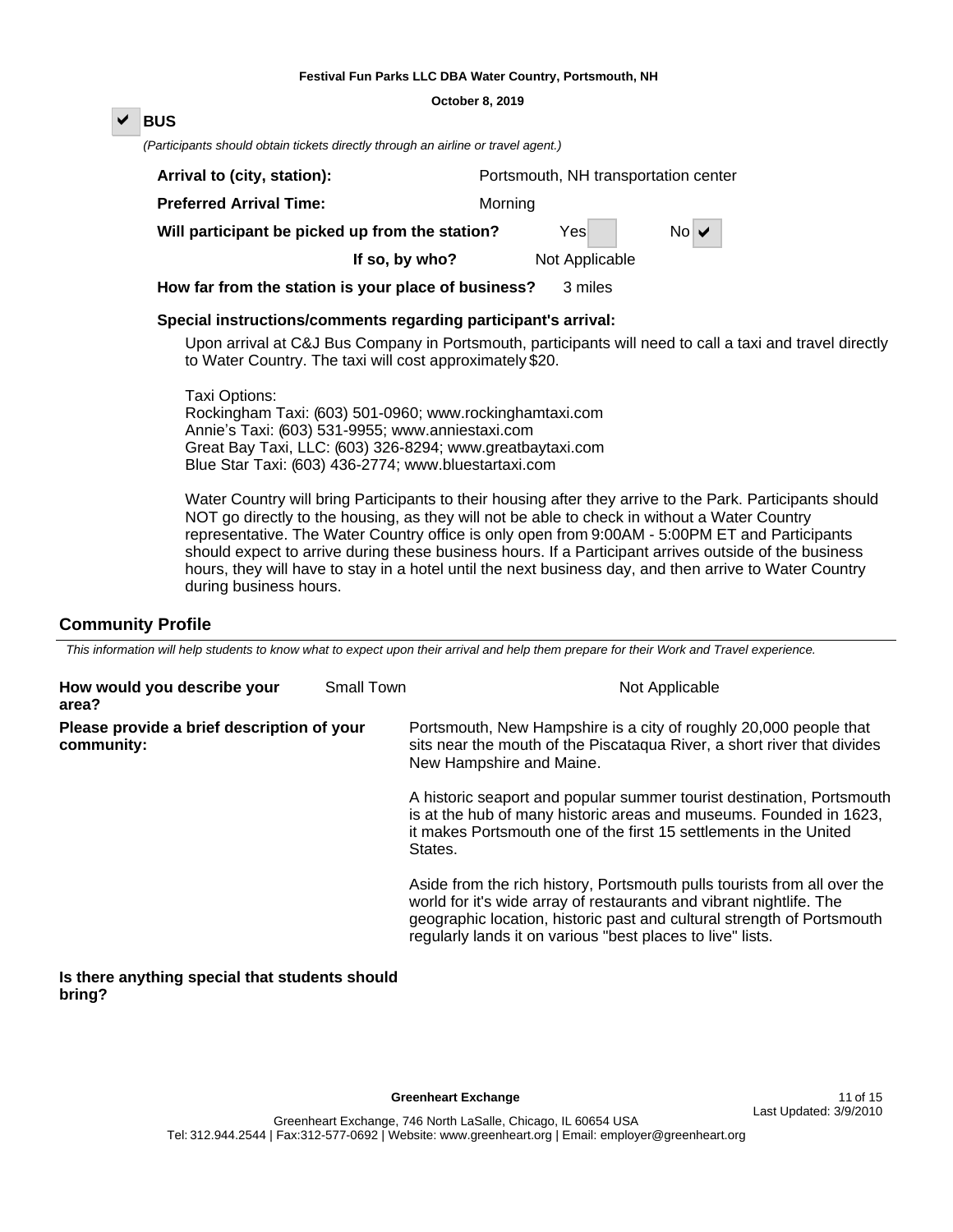**Festival Fun Parks LLC DBA Water Country, Portsmouth, NH**

**October 8, 2019**

☑ **BUS**

*(Participants should obtain tickets directly through an airline or travel agent.)*

**Arrival to (city, station):** Portsmouth, NH transportation center

**Preferred Arrival Time:** Morning

**Will participant be picked up from the station?** Yes ☐ No ☑

**If so, by who?** Not Applicable

**How far from the station is your place of business?** 3 miles

**Special instructions/comments regarding participant's arrival:**

Upon arrival at C&J Bus Company in Portsmouth, participants will need to call a taxi and travel directly to Water Country. The taxi will cost approximately $20.

Taxi Options:
Rockingham Taxi: (603) 501-0960; www.rockinghamtaxi.com
Annie's Taxi: (603) 531-9955; www.anniestaxi.com
Great Bay Taxi, LLC: (603) 326-8294; www.greatbaytaxi.com
Blue Star Taxi: (603) 436-2774; www.bluestartaxi.com

Water Country will bring Participants to their housing after they arrive to the Park. Participants should NOT go directly to the housing, as they will not be able to check in without a Water Country representative. The Water Country office is only open from 9:00AM - 5:00PM ET and Participants should expect to arrive during these business hours. If a Participant arrives outside of the business hours, they will have to stay in a hotel until the next business day, and then arrive to Water Country during business hours.

## Community Profile

*This information will help students to know what to expect upon their arrival and help them prepare for their Work and Travel experience.*

**How would you describe your area?** Small Town Not Applicable

**Please provide a brief description of your community:**

Portsmouth, New Hampshire is a city of roughly 20,000 people that sits near the mouth of the Piscataqua River, a short river that divides New Hampshire and Maine.

A historic seaport and popular summer tourist destination, Portsmouth is at the hub of many historic areas and museums. Founded in 1623, it makes Portsmouth one of the first 15 settlements in the United States.

Aside from the rich history, Portsmouth pulls tourists from all over the world for it's wide array of restaurants and vibrant nightlife. The geographic location, historic past and cultural strength of Portsmouth regularly lands it on various "best places to live" lists.

**Is there anything special that students should bring?**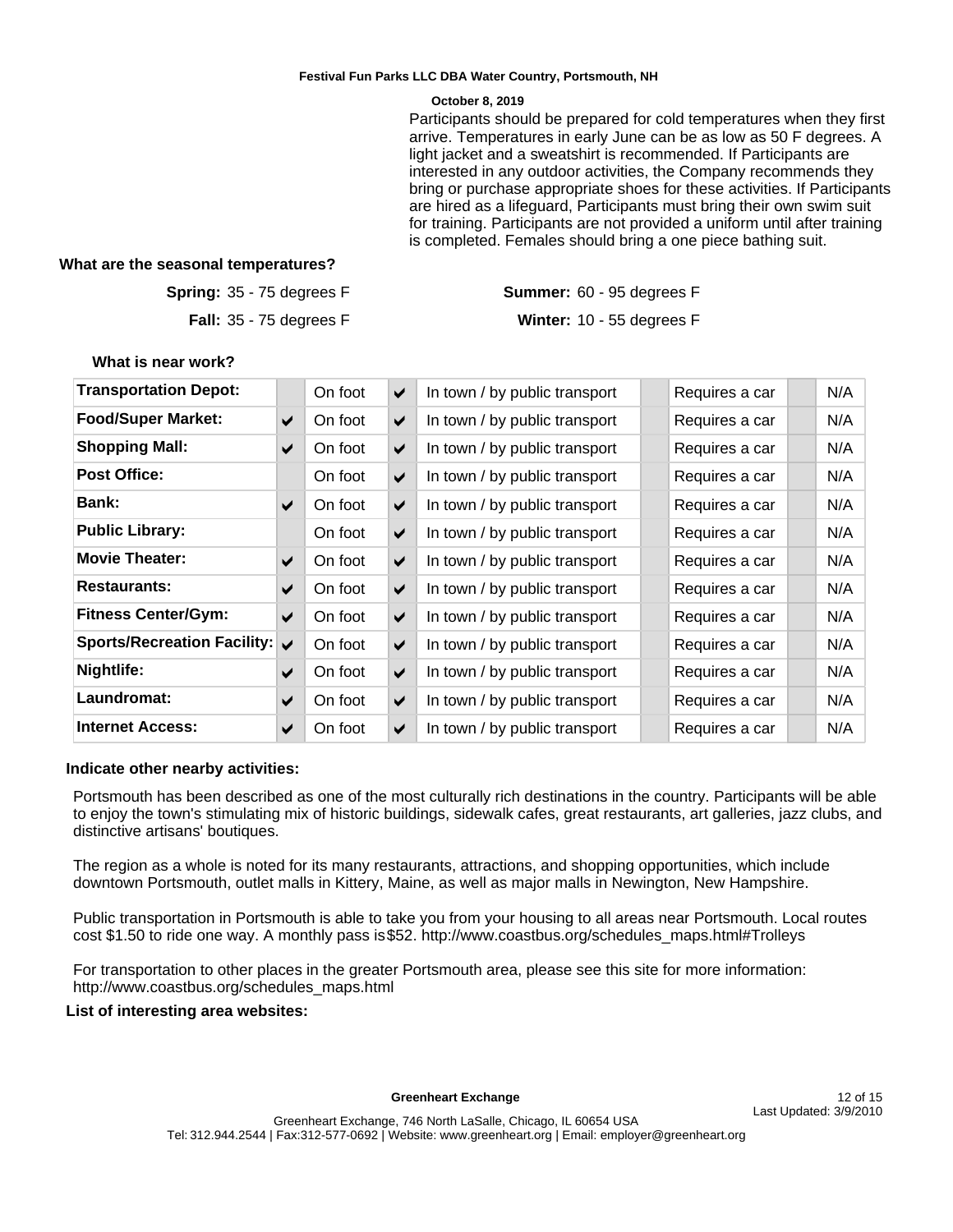**Festival Fun Parks LLC DBA Water Country, Portsmouth, NH**

**October 8, 2019**

Participants should be prepared for cold temperatures when they first arrive. Temperatures in early June can be as low as 50 F degrees. A light jacket and a sweatshirt is recommended. If Participants are interested in any outdoor activities, the Company recommends they bring or purchase appropriate shoes for these activities. If Participants are hired as a lifeguard, Participants must bring their own swim suit for training. Participants are not provided a uniform until after training is completed. Females should bring a one piece bathing suit.

**What are the seasonal temperatures?**

**Spring:** 35 - 75 degrees F

**Summer:** 60 - 95 degrees F

**Fall:** 35 - 75 degrees F

**Winter:** 10 - 55 degrees F

**What is near work?**

| | | On foot | | In town / by public transport | | Requires a car | | N/A |
|---|---|---|---|---|---|---|---|---|
| **Transportation Depot:** | | On foot | ✔ | In town / by public transport | | Requires a car | | N/A |
| **Food/Super Market:** | ✔ | On foot | ✔ | In town / by public transport | | Requires a car | | N/A |
| **Shopping Mall:** | ✔ | On foot | ✔ | In town / by public transport | | Requires a car | | N/A |
| **Post Office:** | | On foot | ✔ | In town / by public transport | | Requires a car | | N/A |
| **Bank:** | ✔ | On foot | ✔ | In town / by public transport | | Requires a car | | N/A |
| **Public Library:** | | On foot | ✔ | In town / by public transport | | Requires a car | | N/A |
| **Movie Theater:** | ✔ | On foot | ✔ | In town / by public transport | | Requires a car | | N/A |
| **Restaurants:** | ✔ | On foot | ✔ | In town / by public transport | | Requires a car | | N/A |
| **Fitness Center/Gym:** | ✔ | On foot | ✔ | In town / by public transport | | Requires a car | | N/A |
| **Sports/Recreation Facility:** | ✔ | On foot | ✔ | In town / by public transport | | Requires a car | | N/A |
| **Nightlife:** | ✔ | On foot | ✔ | In town / by public transport | | Requires a car | | N/A |
| **Laundromat:** | ✔ | On foot | ✔ | In town / by public transport | | Requires a car | | N/A |
| **Internet Access:** | ✔ | On foot | ✔ | In town / by public transport | | Requires a car | | N/A |

**Indicate other nearby activities:**

Portsmouth has been described as one of the most culturally rich destinations in the country. Participants will be able to enjoy the town's stimulating mix of historic buildings, sidewalk cafes, great restaurants, art galleries, jazz clubs, and distinctive artisans' boutiques.

The region as a whole is noted for its many restaurants, attractions, and shopping opportunities, which include downtown Portsmouth, outlet malls in Kittery, Maine, as well as major malls in Newington, New Hampshire.

Public transportation in Portsmouth is able to take you from your housing to all areas near Portsmouth. Local routes cost $1.50 to ride one way. A monthly pass is $52. http://www.coastbus.org/schedules_maps.html#Trolleys

For transportation to other places in the greater Portsmouth area, please see this site for more information: http://www.coastbus.org/schedules_maps.html

**List of interesting area websites:**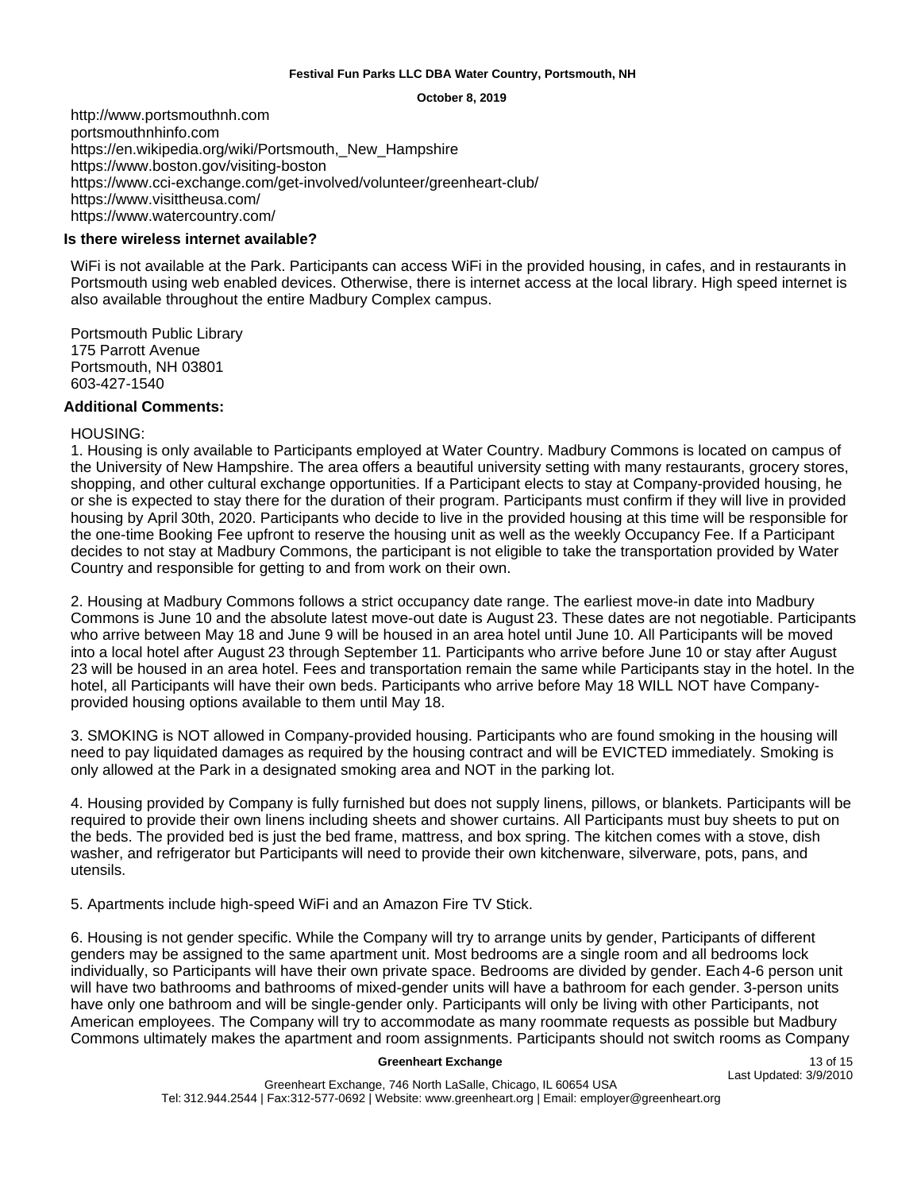http://www.portsmouthnh.com
portsmouthnhinfo.com
https://en.wikipedia.org/wiki/Portsmouth,_New_Hampshire
https://www.boston.gov/visiting-boston
https://www.cci-exchange.com/get-involved/volunteer/greenheart-club/
https://www.visittheusa.com/
https://www.watercountry.com/

**Is there wireless internet available?**

WiFi is not available at the Park. Participants can access WiFi in the provided housing, in cafes, and in restaurants in Portsmouth using web enabled devices. Otherwise, there is internet access at the local library. High speed internet is also available throughout the entire Madbury Complex campus.

Portsmouth Public Library
175 Parrott Avenue
Portsmouth, NH 03801
603-427-1540

**Additional Comments:**

HOUSING:

1. Housing is only available to Participants employed at Water Country. Madbury Commons is located on campus of the University of New Hampshire. The area offers a beautiful university setting with many restaurants, grocery stores, shopping, and other cultural exchange opportunities. If a Participant elects to stay at Company-provided housing, he or she is expected to stay there for the duration of their program. Participants must confirm if they will live in provided housing by April 30th, 2020. Participants who decide to live in the provided housing at this time will be responsible for the one-time Booking Fee upfront to reserve the housing unit as well as the weekly Occupancy Fee. If a Participant decides to not stay at Madbury Commons, the participant is not eligible to take the transportation provided by Water Country and responsible for getting to and from work on their own.

2. Housing at Madbury Commons follows a strict occupancy date range. The earliest move-in date into Madbury Commons is June 10 and the absolute latest move-out date is August 23. These dates are not negotiable. Participants who arrive between May 18 and June 9 will be housed in an area hotel until June 10. All Participants will be moved into a local hotel after August 23 through September 11. Participants who arrive before June 10 or stay after August 23 will be housed in an area hotel. Fees and transportation remain the same while Participants stay in the hotel. In the hotel, all Participants will have their own beds. Participants who arrive before May 18 WILL NOT have Company-provided housing options available to them until May 18.

3. SMOKING is NOT allowed in Company-provided housing. Participants who are found smoking in the housing will need to pay liquidated damages as required by the housing contract and will be EVICTED immediately. Smoking is only allowed at the Park in a designated smoking area and NOT in the parking lot.

4. Housing provided by Company is fully furnished but does not supply linens, pillows, or blankets. Participants will be required to provide their own linens including sheets and shower curtains. All Participants must buy sheets to put on the beds. The provided bed is just the bed frame, mattress, and box spring. The kitchen comes with a stove, dish washer, and refrigerator but Participants will need to provide their own kitchenware, silverware, pots, pans, and utensils.

5. Apartments include high-speed WiFi and an Amazon Fire TV Stick.

6. Housing is not gender specific. While the Company will try to arrange units by gender, Participants of different genders may be assigned to the same apartment unit. Most bedrooms are a single room and all bedrooms lock individually, so Participants will have their own private space. Bedrooms are divided by gender. Each 4-6 person unit will have two bathrooms and bathrooms of mixed-gender units will have a bathroom for each gender. 3-person units have only one bathroom and will be single-gender only. Participants will only be living with other Participants, not American employees. The Company will try to accommodate as many roommate requests as possible but Madbury Commons ultimately makes the apartment and room assignments. Participants should not switch rooms as Company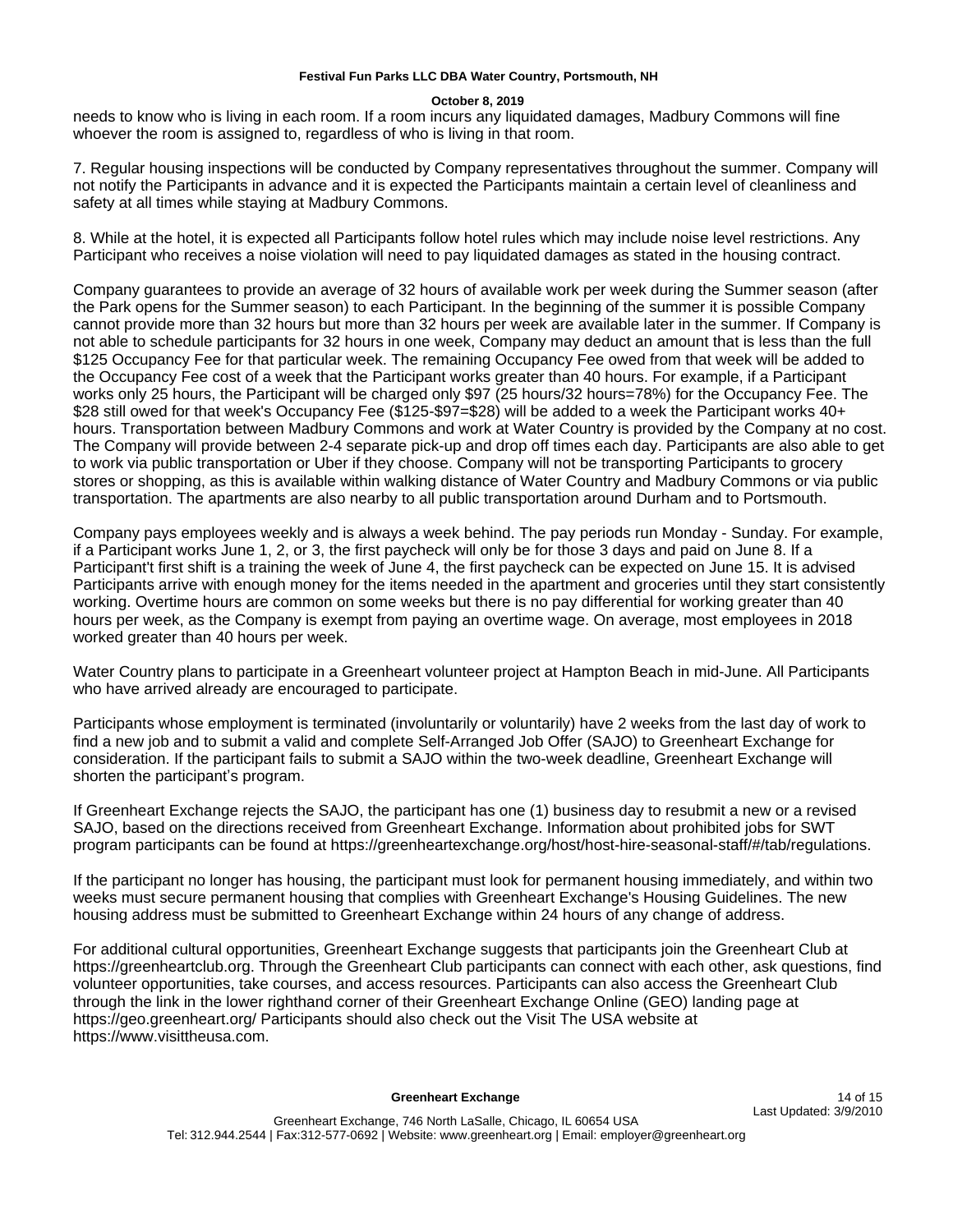needs to know who is living in each room. If a room incurs any liquidated damages, Madbury Commons will fine whoever the room is assigned to, regardless of who is living in that room.

7. Regular housing inspections will be conducted by Company representatives throughout the summer. Company will not notify the Participants in advance and it is expected the Participants maintain a certain level of cleanliness and safety at all times while staying at Madbury Commons.

8. While at the hotel, it is expected all Participants follow hotel rules which may include noise level restrictions. Any Participant who receives a noise violation will need to pay liquidated damages as stated in the housing contract.

Company guarantees to provide an average of 32 hours of available work per week during the Summer season (after the Park opens for the Summer season) to each Participant. In the beginning of the summer it is possible Company cannot provide more than 32 hours but more than 32 hours per week are available later in the summer. If Company is not able to schedule participants for 32 hours in one week, Company may deduct an amount that is less than the full \$125 Occupancy Fee for that particular week. The remaining Occupancy Fee owed from that week will be added to the Occupancy Fee cost of a week that the Participant works greater than 40 hours. For example, if a Participant works only 25 hours, the Participant will be charged only \$97 (25 hours/32 hours=78%) for the Occupancy Fee. The \$28 still owed for that week's Occupancy Fee (\$125-\$97=\$28) will be added to a week the Participant works 40+ hours. Transportation between Madbury Commons and work at Water Country is provided by the Company at no cost. The Company will provide between 2-4 separate pick-up and drop off times each day. Participants are also able to get to work via public transportation or Uber if they choose. Company will not be transporting Participants to grocery stores or shopping, as this is available within walking distance of Water Country and Madbury Commons or via public transportation. The apartments are also nearby to all public transportation around Durham and to Portsmouth.

Company pays employees weekly and is always a week behind. The pay periods run Monday - Sunday. For example, if a Participant works June 1, 2, or 3, the first paycheck will only be for those 3 days and paid on June 8. If a Participant't first shift is a training the week of June 4, the first paycheck can be expected on June 15. It is advised Participants arrive with enough money for the items needed in the apartment and groceries until they start consistently working. Overtime hours are common on some weeks but there is no pay differential for working greater than 40 hours per week, as the Company is exempt from paying an overtime wage. On average, most employees in 2018 worked greater than 40 hours per week.

Water Country plans to participate in a Greenheart volunteer project at Hampton Beach in mid-June. All Participants who have arrived already are encouraged to participate.

Participants whose employment is terminated (involuntarily or voluntarily) have 2 weeks from the last day of work to find a new job and to submit a valid and complete Self-Arranged Job Offer (SAJO) to Greenheart Exchange for consideration. If the participant fails to submit a SAJO within the two-week deadline, Greenheart Exchange will shorten the participant's program.

If Greenheart Exchange rejects the SAJO, the participant has one (1) business day to resubmit a new or a revised SAJO, based on the directions received from Greenheart Exchange. Information about prohibited jobs for SWT program participants can be found at https://greenheartexchange.org/host/host-hire-seasonal-staff/#/tab/regulations.

If the participant no longer has housing, the participant must look for permanent housing immediately, and within two weeks must secure permanent housing that complies with Greenheart Exchange's Housing Guidelines. The new housing address must be submitted to Greenheart Exchange within 24 hours of any change of address.

For additional cultural opportunities, Greenheart Exchange suggests that participants join the Greenheart Club at https://greenheartclub.org. Through the Greenheart Club participants can connect with each other, ask questions, find volunteer opportunities, take courses, and access resources. Participants can also access the Greenheart Club through the link in the lower righthand corner of their Greenheart Exchange Online (GEO) landing page at https://geo.greenheart.org/ Participants should also check out the Visit The USA website at https://www.visittheusa.com.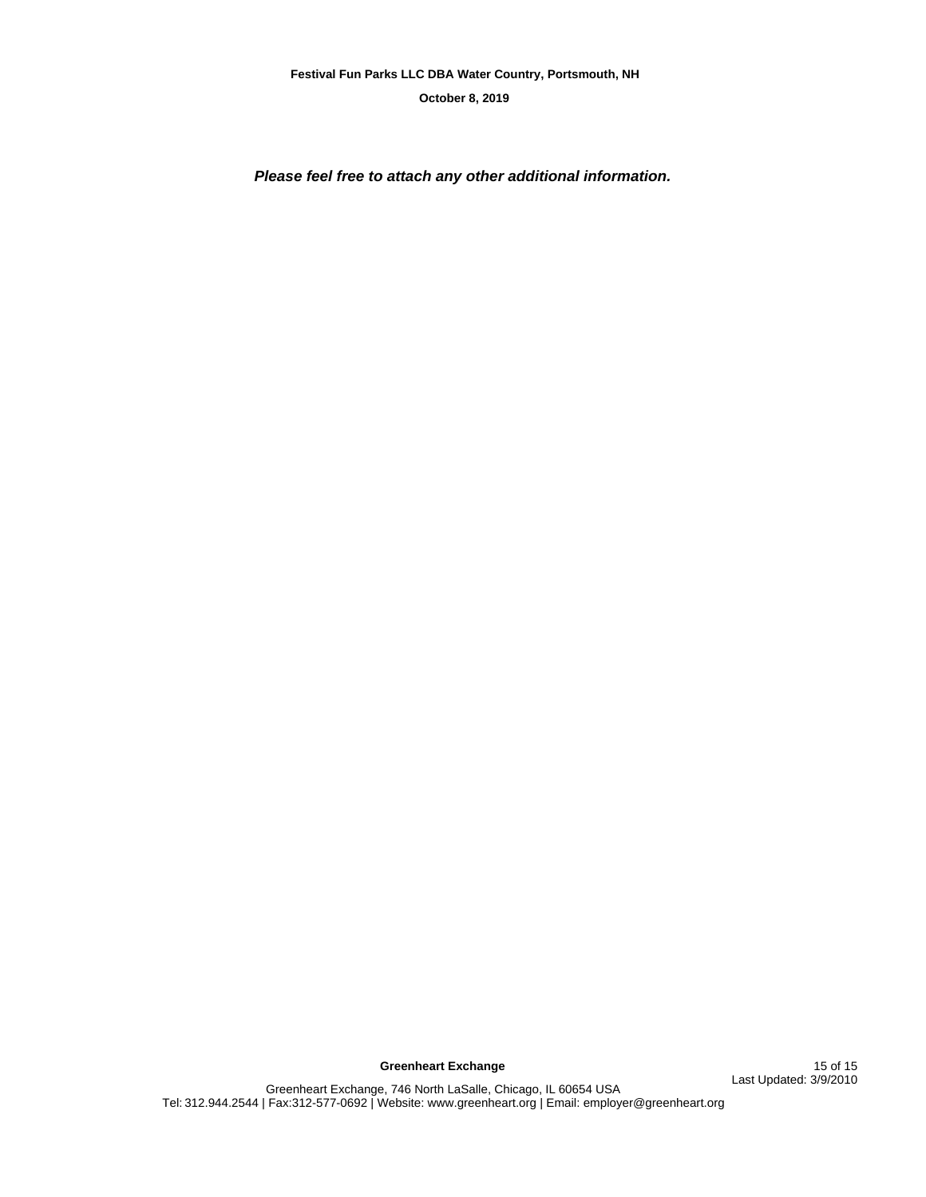**Festival Fun Parks LLC DBA Water Country, Portsmouth, NH**

**October 8, 2019**

***Please feel free to attach any other additional information.***